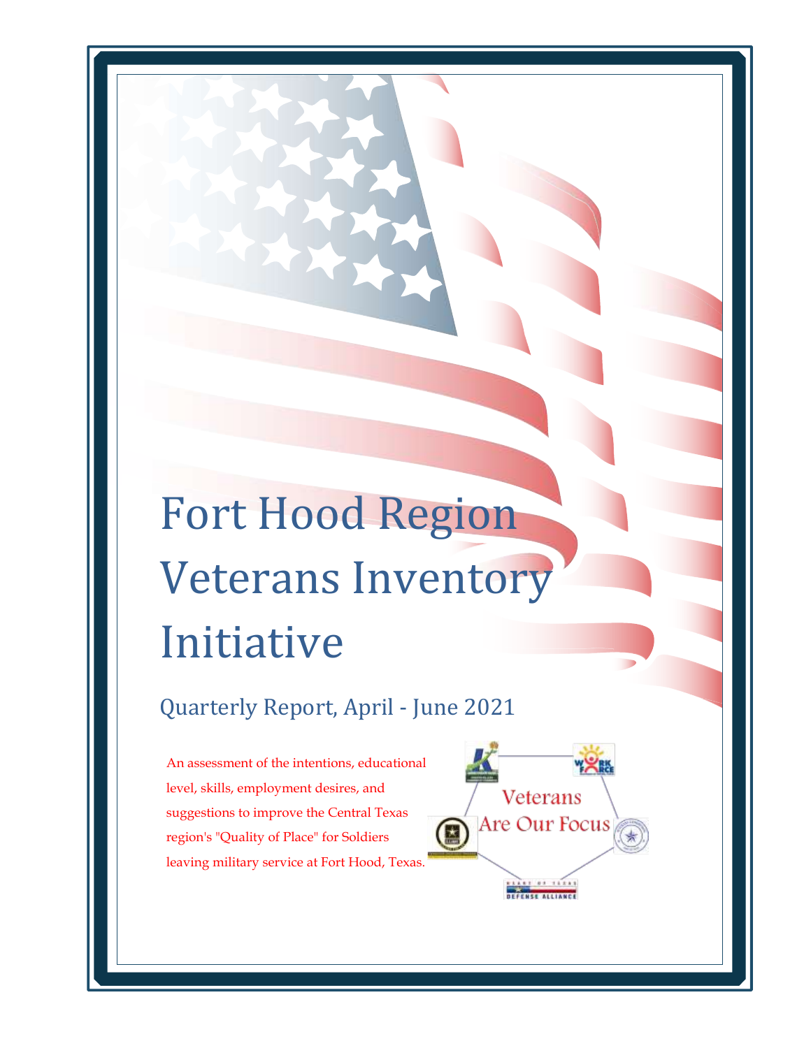# Fort Hood Region Veterans Inventory Initiative

## Quarterly Report, April - June 2021

An assessment of the intentions, educational level, skills, employment desires, and suggestions to improve the Central Texas region's "Quality of Place" for Soldiers leaving military service at Fort Hood, Texas.

Veterans Are Our Focus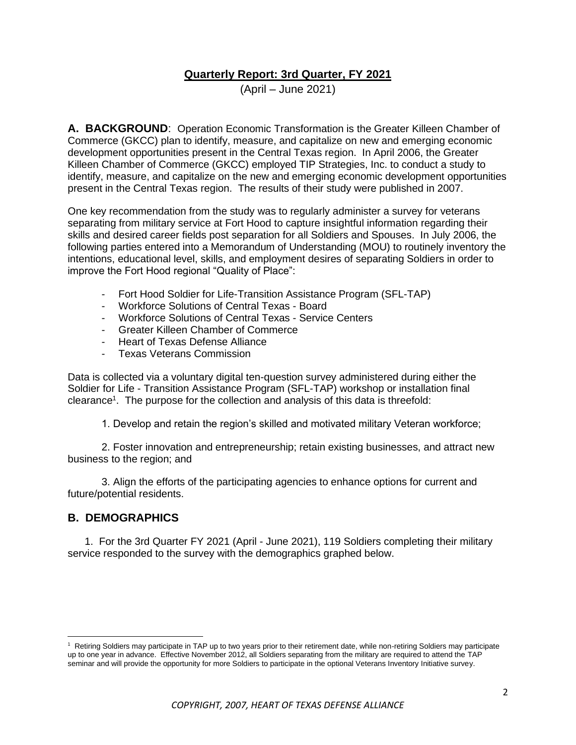## Quarterly Report: 3rd Quarter, FY 2021

(April – June 2021)

**A. BACKGROUND**: Operation Economic Transformation is the Greater Killeen Chamber of Commerce (GKCC) plan to identify, measure, and capitalize on new and emerging economic development opportunities present in the Central Texas region. In April 2006, the Greater Killeen Chamber of Commerce (GKCC) employed TIP Strategies, Inc. to conduct a study to identify, measure, and capitalize on the new and emerging economic development opportunities present in the Central Texas region. The results of their study were published in 2007.

One key recommendation from the study was to regularly administer a survey for veterans separating from military service at Fort Hood to capture insightful information regarding their skills and desired career fields post separation for all Soldiers and Spouses. In July 2006, the following parties entered into a Memorandum of Understanding (MOU) to routinely inventory the intentions, educational level, skills, and employment desires of separating Soldiers in order to improve the Fort Hood regional "Quality of Place":

- Fort Hood Soldier for Life-Transition Assistance Program (SFL-TAP)
- Workforce Solutions of Central Texas - Board
- Workforce Solutions of Central Texas - Service Centers
- Greater Killeen Chamber of Commerce
- Heart of Texas Defense Alliance
- Texas Veterans Commission

Data is collected via a voluntary digital ten-question survey administered during either the Soldier for Life - Transition Assistance Program (SFL-TAP) workshop or installation final clearance[1]. The purpose for the collection and analysis of this data is threefold:

1. Develop and retain the region's skilled and motivated military Veteran workforce;

2. Foster innovation and entrepreneurship; retain existing businesses, and attract new business to the region; and

3. Align the efforts of the participating agencies to enhance options for current and future/potential residents.

## B. DEMOGRAPHICS

1. For the 3rd Quarter FY 2021 (April - June 2021), 119 Soldiers completing their military service responded to the survey with the demographics graphed below.

[1] Retiring Soldiers may participate in TAP up to two years prior to their retirement date, while non-retiring Soldiers may participate up to one year in advance. Effective November 2012, all Soldiers separating from the military are required to attend the TAP seminar and will provide the opportunity for more Soldiers to participate in the optional Veterans Inventory Initiative survey.

*COPYRIGHT, 2007, HEART OF TEXAS DEFENSE ALLIANCE*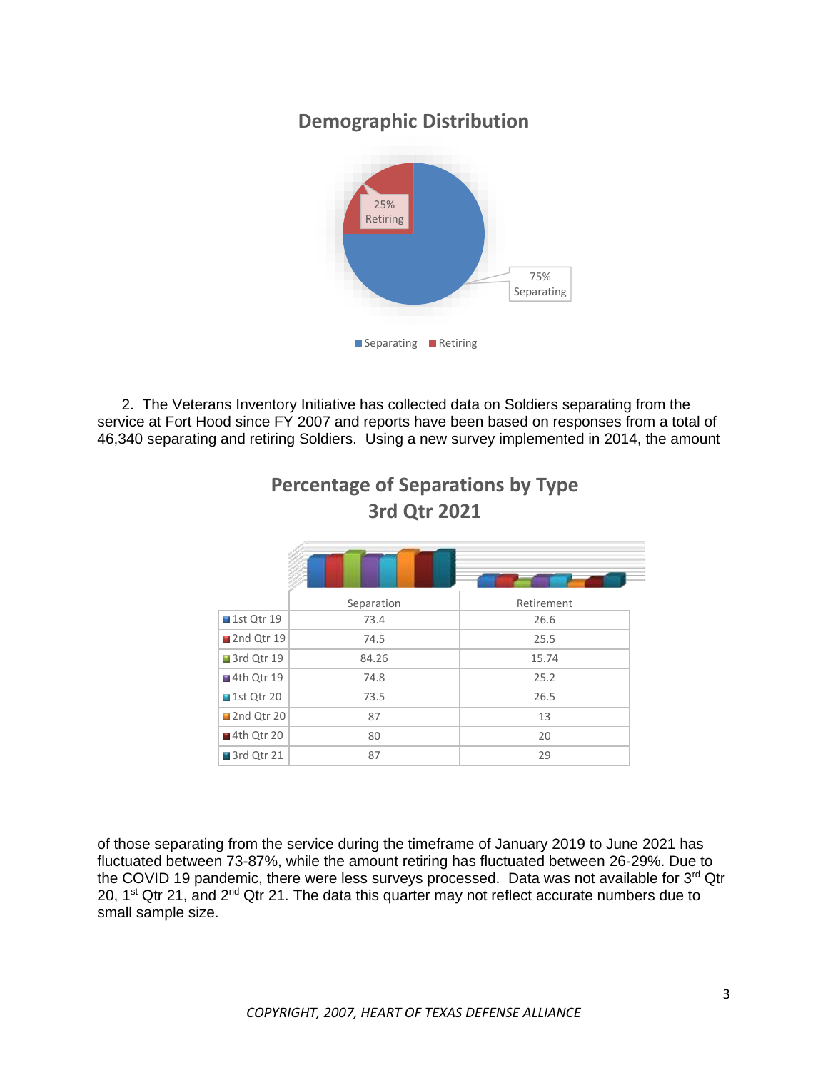## Demographic Distribution

25% Retiring

75% Separating

Separating Retiring

2. The Veterans Inventory Initiative has collected data on Soldiers separating from the service at Fort Hood since FY 2007 and reports have been based on responses from a total of 46,340 separating and retiring Soldiers. Using a new survey implemented in 2014, the amount

## Percentage of Separations by Type 3rd Qtr 2021

| | Separation | Retirement |
|---|---|---|
| 1st Qtr 19 | 73.4 | 26.6 |
| 2nd Qtr 19 | 74.5 | 25.5 |
| 3rd Qtr 19 | 84.26 | 15.74 |
| 4th Qtr 19 | 74.8 | 25.2 |
| 1st Qtr 20 | 73.5 | 26.5 |
| 2nd Qtr 20 | 87 | 13 |
| 4th Qtr 20 | 80 | 20 |
| 3rd Qtr 21 | 87 | 29 |

of those separating from the service during the timeframe of January 2019 to June 2021 has fluctuated between 73-87%, while the amount retiring has fluctuated between 26-29%. Due to the COVID 19 pandemic, there were less surveys processed. Data was not available for 3rd Qtr 20, 1st Qtr 21, and 2nd Qtr 21. The data this quarter may not reflect accurate numbers due to small sample size.

*COPYRIGHT, 2007, HEART OF TEXAS DEFENSE ALLIANCE*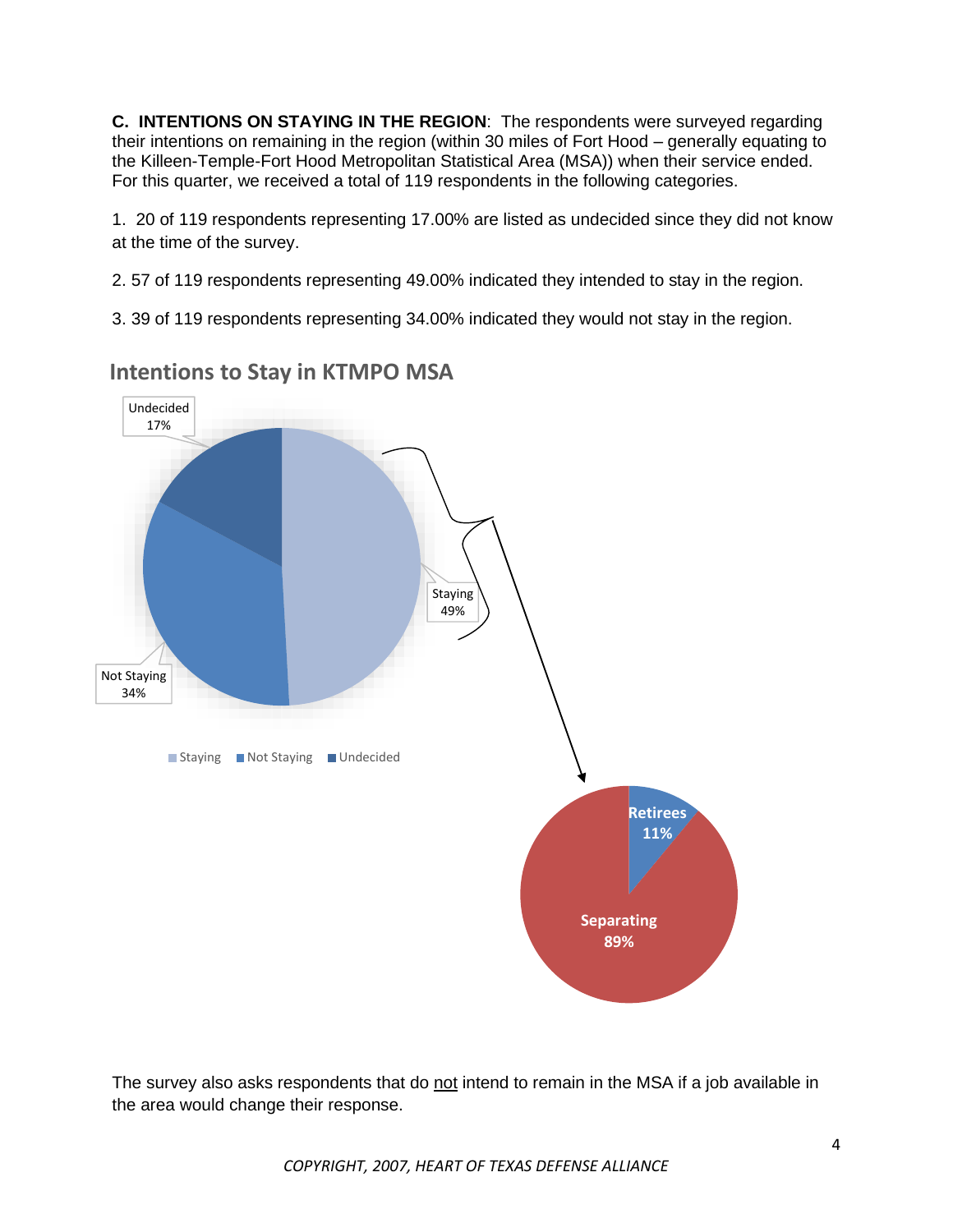**C. INTENTIONS ON STAYING IN THE REGION**: The respondents were surveyed regarding their intentions on remaining in the region (within 30 miles of Fort Hood – generally equating to the Killeen-Temple-Fort Hood Metropolitan Statistical Area (MSA)) when their service ended. For this quarter, we received a total of 119 respondents in the following categories.

1. 20 of 119 respondents representing 17.00% are listed as undecided since they did not know at the time of the survey.

2. 57 of 119 respondents representing 49.00% indicated they intended to stay in the region.

3. 39 of 119 respondents representing 34.00% indicated they would not stay in the region.

**Intentions to Stay in KTMPO MSA**

Undecided 17%

Staying 49%

Not Staying 34%

Staying | Not Staying | Undecided

Retirees 11%

Separating 89%

The survey also asks respondents that do not intend to remain in the MSA if a job available in the area would change their response.

*COPYRIGHT, 2007, HEART OF TEXAS DEFENSE ALLIANCE*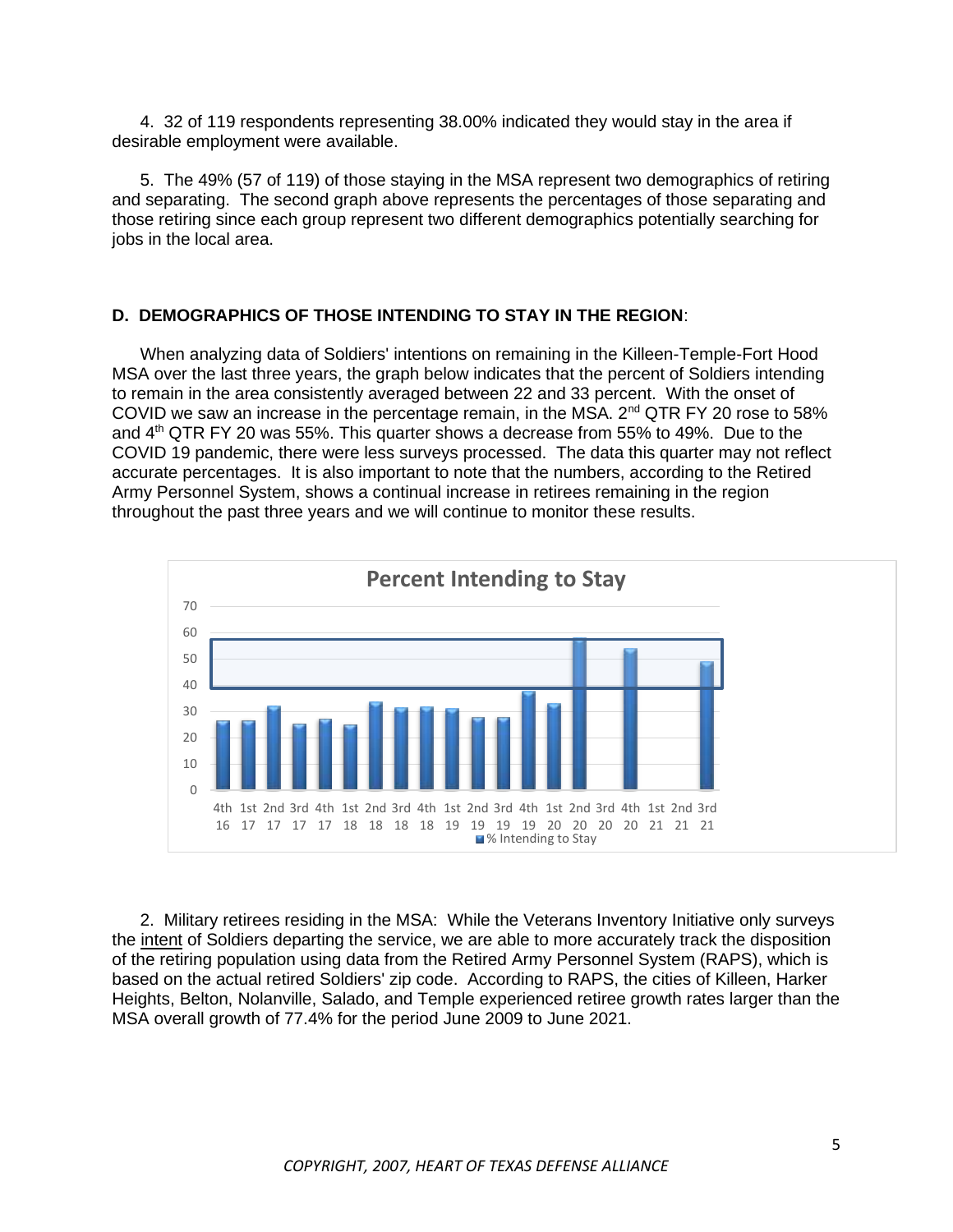4. 32 of 119 respondents representing 38.00% indicated they would stay in the area if desirable employment were available.

5. The 49% (57 of 119) of those staying in the MSA represent two demographics of retiring and separating. The second graph above represents the percentages of those separating and those retiring since each group represent two different demographics potentially searching for jobs in the local area.

**D. DEMOGRAPHICS OF THOSE INTENDING TO STAY IN THE REGION**:

When analyzing data of Soldiers' intentions on remaining in the Killeen-Temple-Fort Hood MSA over the last three years, the graph below indicates that the percent of Soldiers intending to remain in the area consistently averaged between 22 and 33 percent. With the onset of COVID we saw an increase in the percentage remain, in the MSA. 2nd QTR FY 20 rose to 58% and 4th QTR FY 20 was 55%. This quarter shows a decrease from 55% to 49%. Due to the COVID 19 pandemic, there were less surveys processed. The data this quarter may not reflect accurate percentages. It is also important to note that the numbers, according to the Retired Army Personnel System, shows a continual increase in retirees remaining in the region throughout the past three years and we will continue to monitor these results.

**Percent Intending to Stay**

| Quarter | % Intending to Stay (approx.) |
|---|---|
| 4th 16 | 26 |
| 1st 17 | 26 |
| 2nd 17 | 32 |
| 3rd 17 | 25 |
| 4th 17 | 27 |
| 1st 18 | 25 |
| 2nd 18 | 33 |
| 3rd 18 | 31 |
| 4th 18 | 32 |
| 1st 19 | 31 |
| 2nd 19 | 27 |
| 3rd 19 | 27 |
| 4th 19 | 37 |
| 1st 20 | 33 |
| 2nd 20 | 58 |
| 3rd 20 | |
| 4th 20 | 54 |
| 1st 21 | |
| 2nd 21 | |
| 3rd 21 | 49 |

2. Military retirees residing in the MSA: While the Veterans Inventory Initiative only surveys the intent of Soldiers departing the service, we are able to more accurately track the disposition of the retiring population using data from the Retired Army Personnel System (RAPS), which is based on the actual retired Soldiers' zip code. According to RAPS, the cities of Killeen, Harker Heights, Belton, Nolanville, Salado, and Temple experienced retiree growth rates larger than the MSA overall growth of 77.4% for the period June 2009 to June 2021.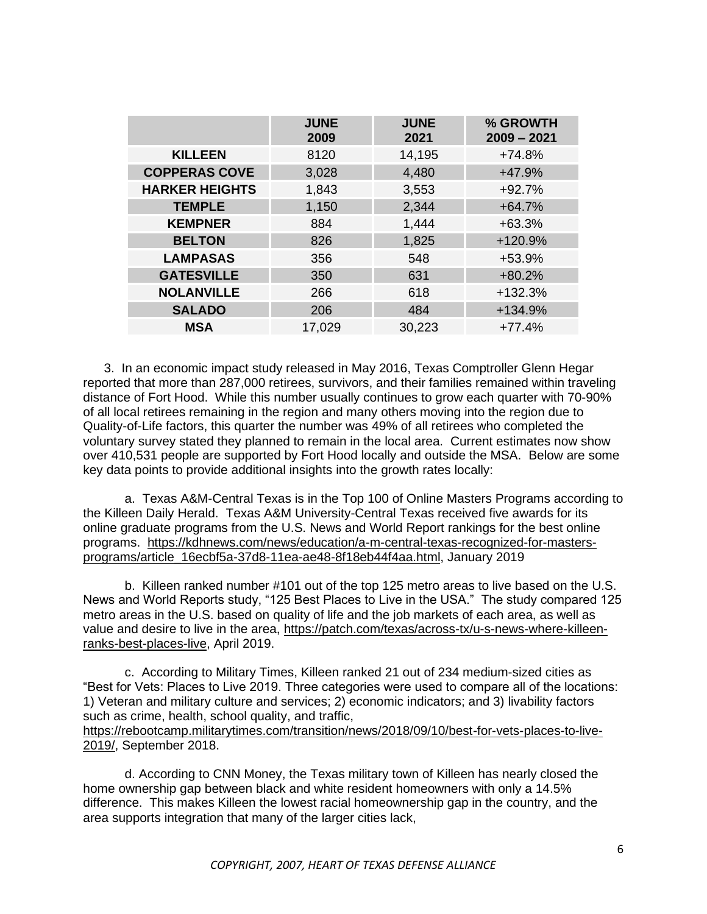| | JUNE 2009 | JUNE 2021 | % GROWTH 2009 – 2021 |
|---|---|---|---|
| **KILLEEN** | 8120 | 14,195 | +74.8% |
| **COPPERAS COVE** | 3,028 | 4,480 | +47.9% |
| **HARKER HEIGHTS** | 1,843 | 3,553 | +92.7% |
| **TEMPLE** | 1,150 | 2,344 | +64.7% |
| **KEMPNER** | 884 | 1,444 | +63.3% |
| **BELTON** | 826 | 1,825 | +120.9% |
| **LAMPASAS** | 356 | 548 | +53.9% |
| **GATESVILLE** | 350 | 631 | +80.2% |
| **NOLANVILLE** | 266 | 618 | +132.3% |
| **SALADO** | 206 | 484 | +134.9% |
| **MSA** | 17,029 | 30,223 | +77.4% |

3. In an economic impact study released in May 2016, Texas Comptroller Glenn Hegar reported that more than 287,000 retirees, survivors, and their families remained within traveling distance of Fort Hood. While this number usually continues to grow each quarter with 70-90% of all local retirees remaining in the region and many others moving into the region due to Quality-of-Life factors, this quarter the number was 49% of all retirees who completed the voluntary survey stated they planned to remain in the local area. Current estimates now show over 410,531 people are supported by Fort Hood locally and outside the MSA. Below are some key data points to provide additional insights into the growth rates locally:

a. Texas A&M-Central Texas is in the Top 100 of Online Masters Programs according to the Killeen Daily Herald. Texas A&M University-Central Texas received five awards for its online graduate programs from the U.S. News and World Report rankings for the best online programs. https://kdhnews.com/news/education/a-m-central-texas-recognized-for-masters-programs/article_16ecbf5a-37d8-11ea-ae48-8f18eb44f4aa.html, January 2019

b. Killeen ranked number #101 out of the top 125 metro areas to live based on the U.S. News and World Reports study, "125 Best Places to Live in the USA." The study compared 125 metro areas in the U.S. based on quality of life and the job markets of each area, as well as value and desire to live in the area, https://patch.com/texas/across-tx/u-s-news-where-killeen-ranks-best-places-live, April 2019.

c. According to Military Times, Killeen ranked 21 out of 234 medium-sized cities as "Best for Vets: Places to Live 2019. Three categories were used to compare all of the locations: 1) Veteran and military culture and services; 2) economic indicators; and 3) livability factors such as crime, health, school quality, and traffic, https://rebootcamp.militarytimes.com/transition/news/2018/09/10/best-for-vets-places-to-live-2019/, September 2018.

d. According to CNN Money, the Texas military town of Killeen has nearly closed the home ownership gap between black and white resident homeowners with only a 14.5% difference. This makes Killeen the lowest racial homeownership gap in the country, and the area supports integration that many of the larger cities lack,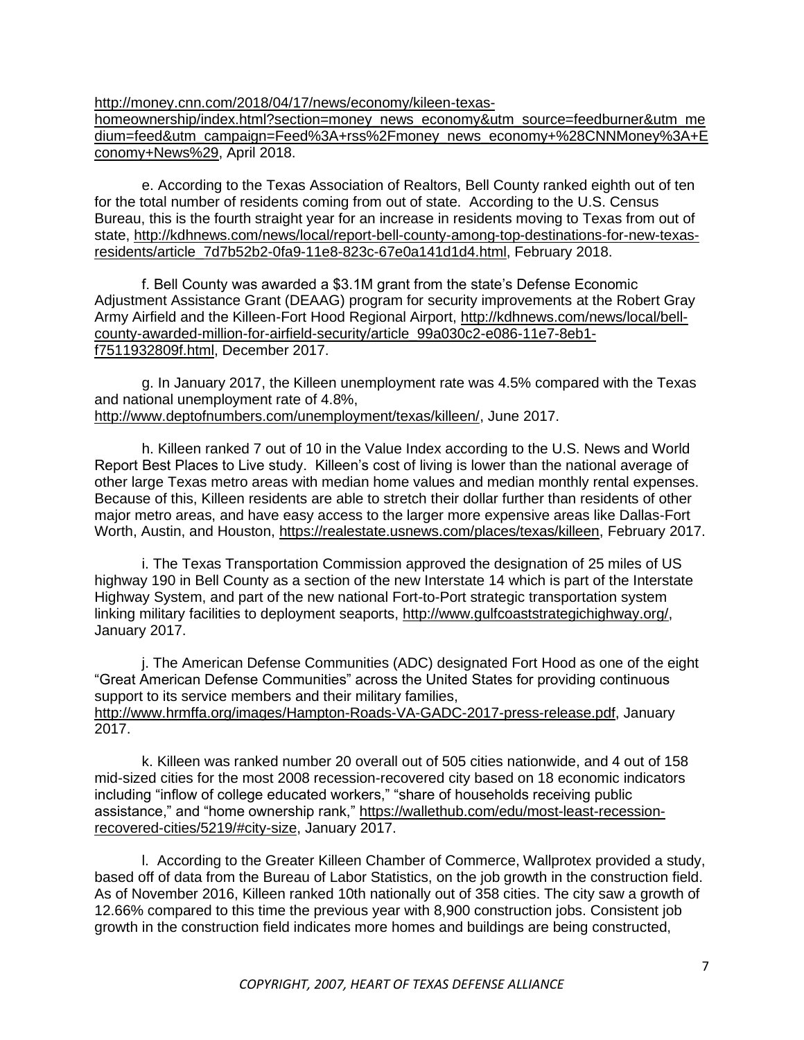http://money.cnn.com/2018/04/17/news/economy/kileen-texas-homeownership/index.html?section=money_news_economy&utm_source=feedburner&utm_medium=feed&utm_campaign=Feed%3A+rss%2Fmoney_news_economy+%28CNNMoney%3A+Economy+News%29, April 2018.

e. According to the Texas Association of Realtors, Bell County ranked eighth out of ten for the total number of residents coming from out of state. According to the U.S. Census Bureau, this is the fourth straight year for an increase in residents moving to Texas from out of state, http://kdhnews.com/news/local/report-bell-county-among-top-destinations-for-new-texas-residents/article_7d7b52b2-0fa9-11e8-823c-67e0a141d1d4.html, February 2018.

f. Bell County was awarded a $3.1M grant from the state's Defense Economic Adjustment Assistance Grant (DEAAG) program for security improvements at the Robert Gray Army Airfield and the Killeen-Fort Hood Regional Airport, http://kdhnews.com/news/local/bell-county-awarded-million-for-airfield-security/article_99a030c2-e086-11e7-8eb1-f7511932809f.html, December 2017.

g. In January 2017, the Killeen unemployment rate was 4.5% compared with the Texas and national unemployment rate of 4.8%, http://www.deptofnumbers.com/unemployment/texas/killeen/, June 2017.

h. Killeen ranked 7 out of 10 in the Value Index according to the U.S. News and World Report Best Places to Live study. Killeen's cost of living is lower than the national average of other large Texas metro areas with median home values and median monthly rental expenses. Because of this, Killeen residents are able to stretch their dollar further than residents of other major metro areas, and have easy access to the larger more expensive areas like Dallas-Fort Worth, Austin, and Houston, https://realestate.usnews.com/places/texas/killeen, February 2017.

i. The Texas Transportation Commission approved the designation of 25 miles of US highway 190 in Bell County as a section of the new Interstate 14 which is part of the Interstate Highway System, and part of the new national Fort-to-Port strategic transportation system linking military facilities to deployment seaports, http://www.gulfcoaststrategichighway.org/, January 2017.

j. The American Defense Communities (ADC) designated Fort Hood as one of the eight "Great American Defense Communities" across the United States for providing continuous support to its service members and their military families, http://www.hrmffa.org/images/Hampton-Roads-VA-GADC-2017-press-release.pdf, January 2017.

k. Killeen was ranked number 20 overall out of 505 cities nationwide, and 4 out of 158 mid-sized cities for the most 2008 recession-recovered city based on 18 economic indicators including "inflow of college educated workers," "share of households receiving public assistance," and "home ownership rank," https://wallethub.com/edu/most-least-recession-recovered-cities/5219/#city-size, January 2017.

l. According to the Greater Killeen Chamber of Commerce, Wallprotex provided a study, based off of data from the Bureau of Labor Statistics, on the job growth in the construction field. As of November 2016, Killeen ranked 10th nationally out of 358 cities. The city saw a growth of 12.66% compared to this time the previous year with 8,900 construction jobs. Consistent job growth in the construction field indicates more homes and buildings are being constructed,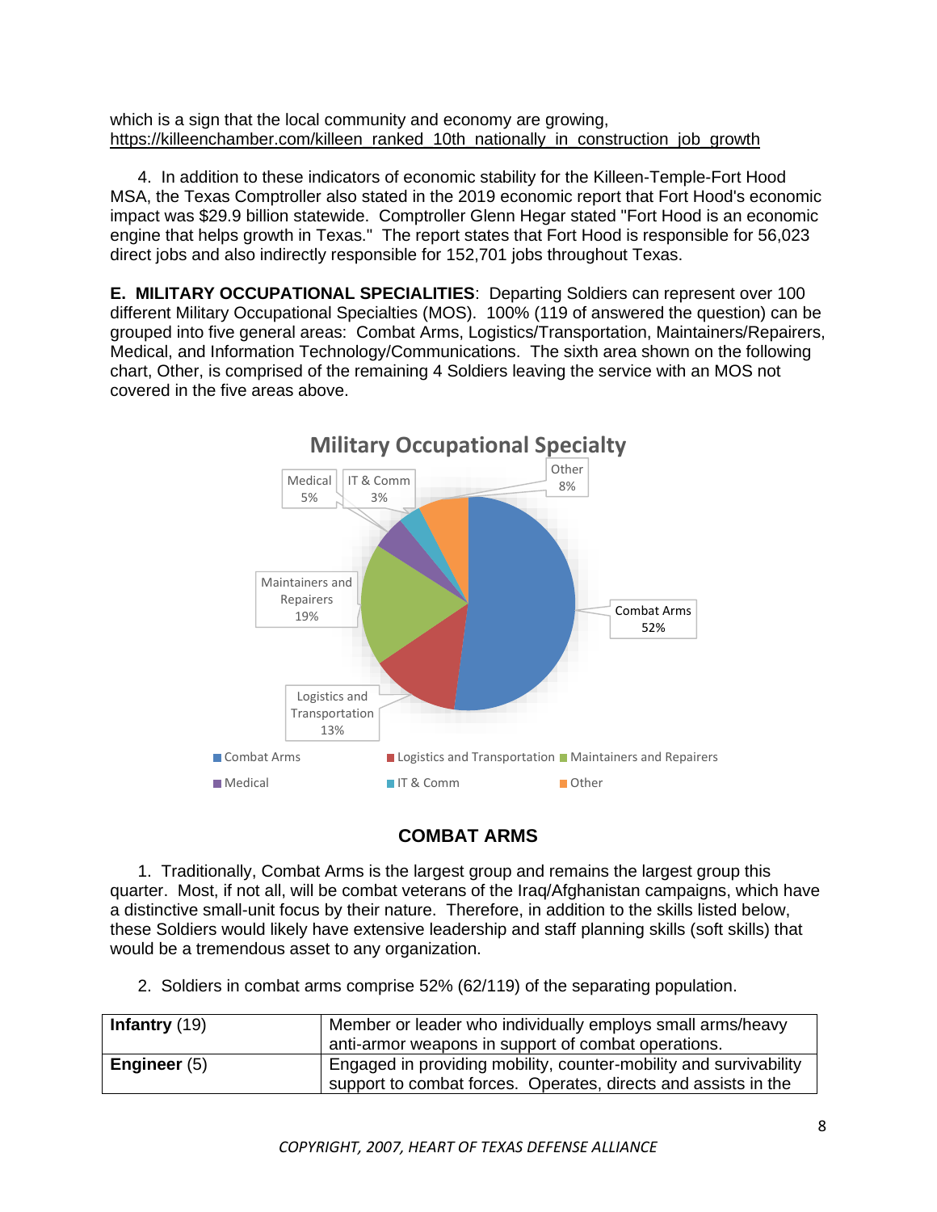which is a sign that the local community and economy are growing, https://killeenchamber.com/killeen_ranked_10th_nationally_in_construction_job_growth

4. In addition to these indicators of economic stability for the Killeen-Temple-Fort Hood MSA, the Texas Comptroller also stated in the 2019 economic report that Fort Hood's economic impact was $29.9 billion statewide. Comptroller Glenn Hegar stated "Fort Hood is an economic engine that helps growth in Texas." The report states that Fort Hood is responsible for 56,023 direct jobs and also indirectly responsible for 152,701 jobs throughout Texas.

**E. MILITARY OCCUPATIONAL SPECIALITIES**: Departing Soldiers can represent over 100 different Military Occupational Specialties (MOS). 100% (119 of answered the question) can be grouped into five general areas: Combat Arms, Logistics/Transportation, Maintainers/Repairers, Medical, and Information Technology/Communications. The sixth area shown on the following chart, Other, is comprised of the remaining 4 Soldiers leaving the service with an MOS not covered in the five areas above.

**Military Occupational Specialty**

| Category | Percent |
|---|---|
| Combat Arms | 52% |
| Logistics and Transportation | 13% |
| Maintainers and Repairers | 19% |
| Medical | 5% |
| IT & Comm | 3% |
| Other | 8% |

## COMBAT ARMS

1. Traditionally, Combat Arms is the largest group and remains the largest group this quarter. Most, if not all, will be combat veterans of the Iraq/Afghanistan campaigns, which have a distinctive small-unit focus by their nature. Therefore, in addition to the skills listed below, these Soldiers would likely have extensive leadership and staff planning skills (soft skills) that would be a tremendous asset to any organization.

2. Soldiers in combat arms comprise 52% (62/119) of the separating population.

| | |
|---|---|
| **Infantry** (19) | Member or leader who individually employs small arms/heavy anti-armor weapons in support of combat operations. |
| **Engineer** (5) | Engaged in providing mobility, counter-mobility and survivability support to combat forces. Operates, directs and assists in the |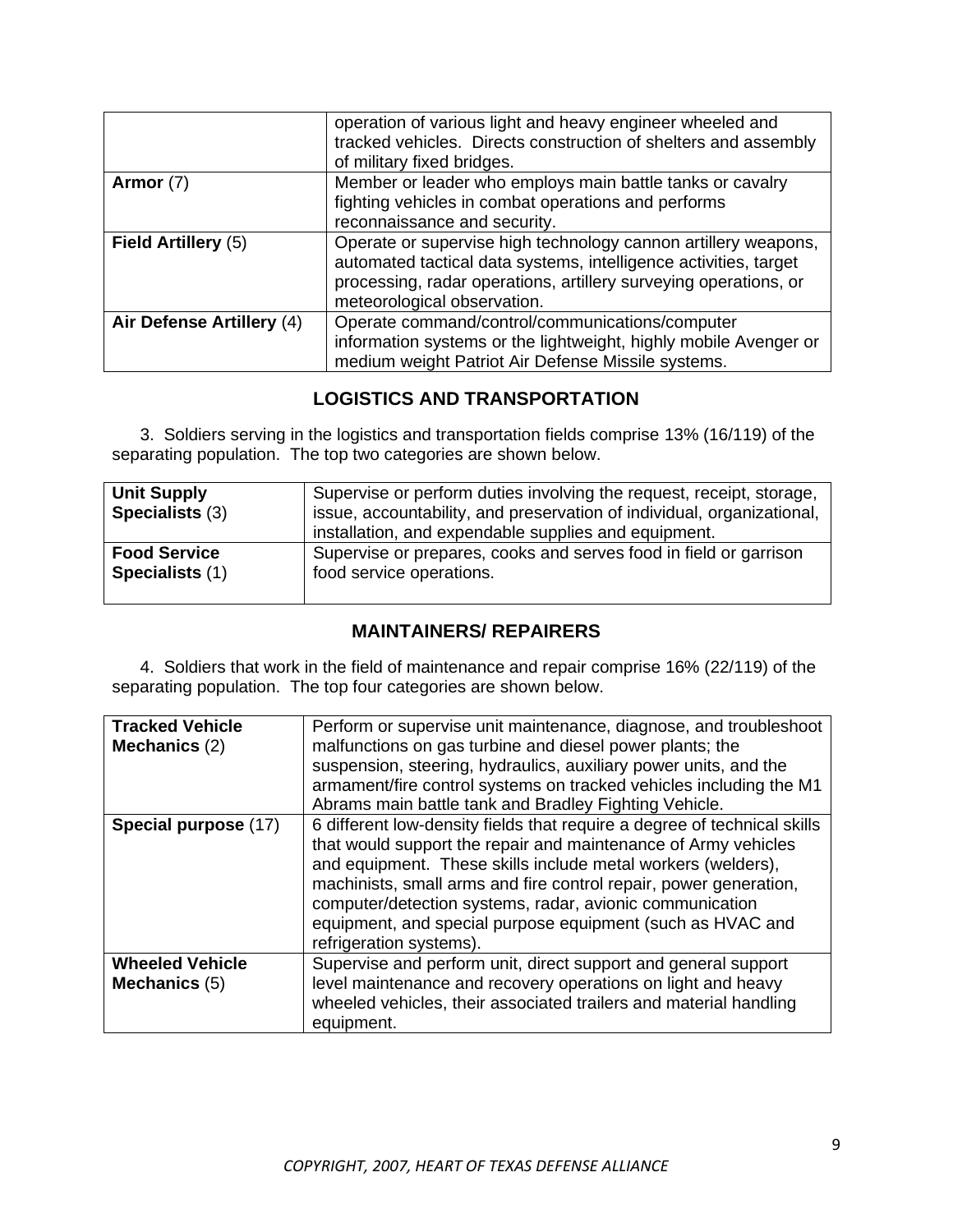| | |
|---|---|
| | operation of various light and heavy engineer wheeled and tracked vehicles. Directs construction of shelters and assembly of military fixed bridges. |
| **Armor** (7) | Member or leader who employs main battle tanks or cavalry fighting vehicles in combat operations and performs reconnaissance and security. |
| **Field Artillery** (5) | Operate or supervise high technology cannon artillery weapons, automated tactical data systems, intelligence activities, target processing, radar operations, artillery surveying operations, or meteorological observation. |
| **Air Defense Artillery** (4) | Operate command/control/communications/computer information systems or the lightweight, highly mobile Avenger or medium weight Patriot Air Defense Missile systems. |

## LOGISTICS AND TRANSPORTATION

3. Soldiers serving in the logistics and transportation fields comprise 13% (16/119) of the separating population. The top two categories are shown below.

| | |
|---|---|
| **Unit Supply Specialists** (3) | Supervise or perform duties involving the request, receipt, storage, issue, accountability, and preservation of individual, organizational, installation, and expendable supplies and equipment. |
| **Food Service Specialists** (1) | Supervise or prepares, cooks and serves food in field or garrison food service operations. |

## MAINTAINERS/ REPAIRERS

4. Soldiers that work in the field of maintenance and repair comprise 16% (22/119) of the separating population. The top four categories are shown below.

| | |
|---|---|
| **Tracked Vehicle Mechanics** (2) | Perform or supervise unit maintenance, diagnose, and troubleshoot malfunctions on gas turbine and diesel power plants; the suspension, steering, hydraulics, auxiliary power units, and the armament/fire control systems on tracked vehicles including the M1 Abrams main battle tank and Bradley Fighting Vehicle. |
| **Special purpose** (17) | 6 different low-density fields that require a degree of technical skills that would support the repair and maintenance of Army vehicles and equipment. These skills include metal workers (welders), machinists, small arms and fire control repair, power generation, computer/detection systems, radar, avionic communication equipment, and special purpose equipment (such as HVAC and refrigeration systems). |
| **Wheeled Vehicle Mechanics** (5) | Supervise and perform unit, direct support and general support level maintenance and recovery operations on light and heavy wheeled vehicles, their associated trailers and material handling equipment. |

*COPYRIGHT, 2007, HEART OF TEXAS DEFENSE ALLIANCE*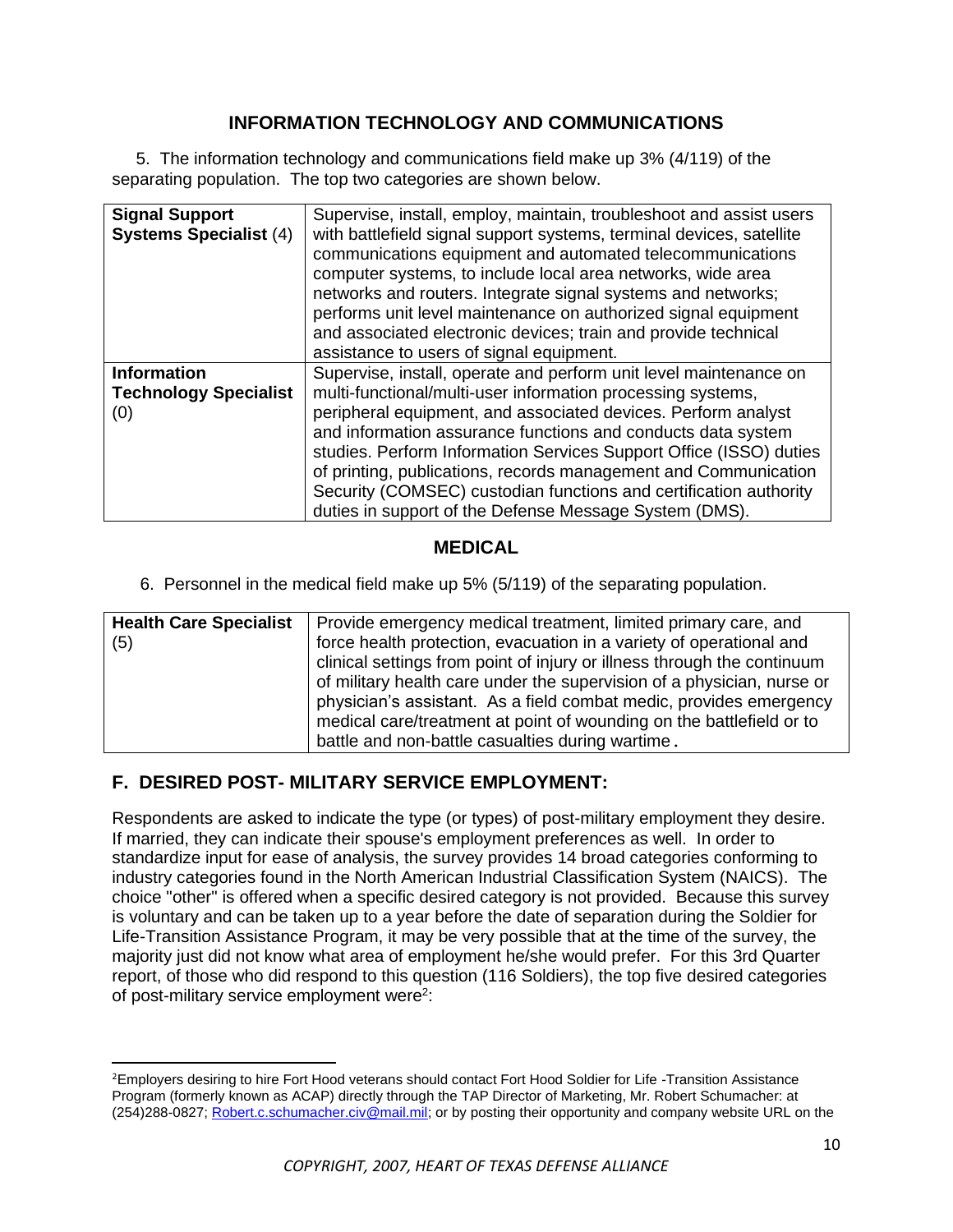## INFORMATION TECHNOLOGY AND COMMUNICATIONS

5. The information technology and communications field make up 3% (4/119) of the separating population. The top two categories are shown below.

| | |
|---|---|
| **Signal Support Systems Specialist** (4) | Supervise, install, employ, maintain, troubleshoot and assist users with battlefield signal support systems, terminal devices, satellite communications equipment and automated telecommunications computer systems, to include local area networks, wide area networks and routers. Integrate signal systems and networks; performs unit level maintenance on authorized signal equipment and associated electronic devices; train and provide technical assistance to users of signal equipment. |
| **Information Technology Specialist** (0) | Supervise, install, operate and perform unit level maintenance on multi-functional/multi-user information processing systems, peripheral equipment, and associated devices. Perform analyst and information assurance functions and conducts data system studies. Perform Information Services Support Office (ISSO) duties of printing, publications, records management and Communication Security (COMSEC) custodian functions and certification authority duties in support of the Defense Message System (DMS). |

## MEDICAL

6. Personnel in the medical field make up 5% (5/119) of the separating population.

| | |
|---|---|
| **Health Care Specialist** (5) | Provide emergency medical treatment, limited primary care, and force health protection, evacuation in a variety of operational and clinical settings from point of injury or illness through the continuum of military health care under the supervision of a physician, nurse or physician's assistant. As a field combat medic, provides emergency medical care/treatment at point of wounding on the battlefield or to battle and non-battle casualties during wartime. |

## F. DESIRED POST- MILITARY SERVICE EMPLOYMENT:

Respondents are asked to indicate the type (or types) of post-military employment they desire. If married, they can indicate their spouse's employment preferences as well. In order to standardize input for ease of analysis, the survey provides 14 broad categories conforming to industry categories found in the North American Industrial Classification System (NAICS). The choice "other" is offered when a specific desired category is not provided. Because this survey is voluntary and can be taken up to a year before the date of separation during the Soldier for Life-Transition Assistance Program, it may be very possible that at the time of the survey, the majority just did not know what area of employment he/she would prefer. For this 3rd Quarter report, of those who did respond to this question (116 Soldiers), the top five desired categories of post-military service employment were[2]:

---

[2]Employers desiring to hire Fort Hood veterans should contact Fort Hood Soldier for Life -Transition Assistance Program (formerly known as ACAP) directly through the TAP Director of Marketing, Mr. Robert Schumacher: at (254)288-0827; Robert.c.schumacher.civ@mail.mil; or by posting their opportunity and company website URL on the

*COPYRIGHT, 2007, HEART OF TEXAS DEFENSE ALLIANCE*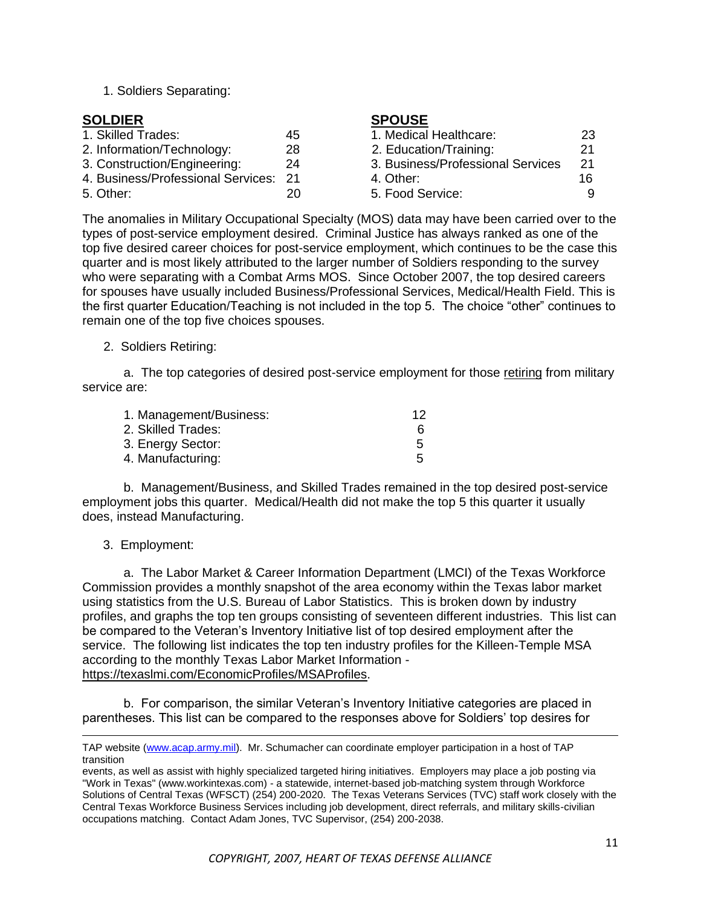1. Soldiers Separating:

| SOLDIER | | SPOUSE | |
|---|---|---|---|
| 1. Skilled Trades: | 45 | 1. Medical Healthcare: | 23 |
| 2. Information/Technology: | 28 | 2. Education/Training: | 21 |
| 3. Construction/Engineering: | 24 | 3. Business/Professional Services | 21 |
| 4. Business/Professional Services: | 21 | 4. Other: | 16 |
| 5. Other: | 20 | 5. Food Service: | 9 |

The anomalies in Military Occupational Specialty (MOS) data may have been carried over to the types of post-service employment desired. Criminal Justice has always ranked as one of the top five desired career choices for post-service employment, which continues to be the case this quarter and is most likely attributed to the larger number of Soldiers responding to the survey who were separating with a Combat Arms MOS. Since October 2007, the top desired careers for spouses have usually included Business/Professional Services, Medical/Health Field. This is the first quarter Education/Teaching is not included in the top 5. The choice "other" continues to remain one of the top five choices spouses.

2. Soldiers Retiring:

a. The top categories of desired post-service employment for those retiring from military service are:

| | |
|---|---|
| 1. Management/Business: | 12 |
| 2. Skilled Trades: | 6 |
| 3. Energy Sector: | 5 |
| 4. Manufacturing: | 5 |

b. Management/Business, and Skilled Trades remained in the top desired post-service employment jobs this quarter. Medical/Health did not make the top 5 this quarter it usually does, instead Manufacturing.

3. Employment:

a. The Labor Market & Career Information Department (LMCI) of the Texas Workforce Commission provides a monthly snapshot of the area economy within the Texas labor market using statistics from the U.S. Bureau of Labor Statistics. This is broken down by industry profiles, and graphs the top ten groups consisting of seventeen different industries. This list can be compared to the Veteran's Inventory Initiative list of top desired employment after the service. The following list indicates the top ten industry profiles for the Killeen-Temple MSA according to the monthly Texas Labor Market Information - https://texaslmi.com/EconomicProfiles/MSAProfiles.

b. For comparison, the similar Veteran's Inventory Initiative categories are placed in parentheses. This list can be compared to the responses above for Soldiers' top desires for

---

TAP website (www.acap.army.mil). Mr. Schumacher can coordinate employer participation in a host of TAP transition events, as well as assist with highly specialized targeted hiring initiatives. Employers may place a job posting via "Work in Texas" (www.workintexas.com) - a statewide, internet-based job-matching system through Workforce Solutions of Central Texas (WFSCT) (254) 200-2020. The Texas Veterans Services (TVC) staff work closely with the Central Texas Workforce Business Services including job development, direct referrals, and military skills-civilian occupations matching. Contact Adam Jones, TVC Supervisor, (254) 200-2038.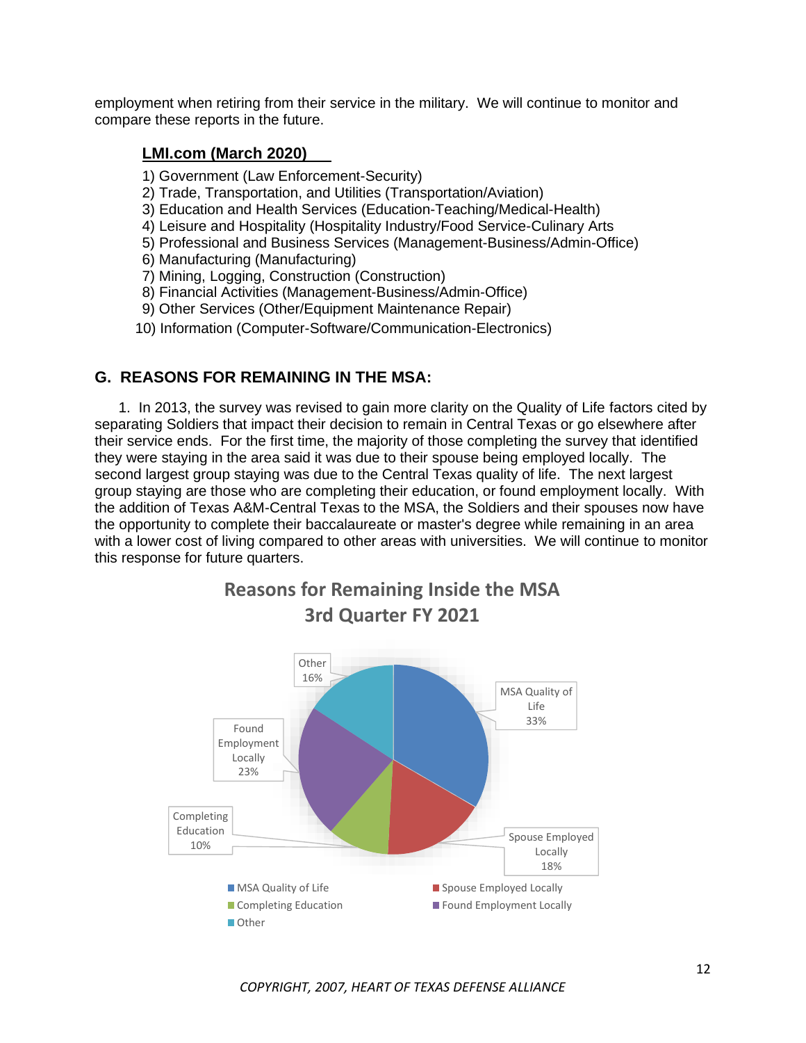employment when retiring from their service in the military. We will continue to monitor and compare these reports in the future.

**LMI.com (March 2020)**

1) Government (Law Enforcement-Security)
2) Trade, Transportation, and Utilities (Transportation/Aviation)
3) Education and Health Services (Education-Teaching/Medical-Health)
4) Leisure and Hospitality (Hospitality Industry/Food Service-Culinary Arts
5) Professional and Business Services (Management-Business/Admin-Office)
6) Manufacturing (Manufacturing)
7) Mining, Logging, Construction (Construction)
8) Financial Activities (Management-Business/Admin-Office)
9) Other Services (Other/Equipment Maintenance Repair)
10) Information (Computer-Software/Communication-Electronics)

## G. REASONS FOR REMAINING IN THE MSA:

1. In 2013, the survey was revised to gain more clarity on the Quality of Life factors cited by separating Soldiers that impact their decision to remain in Central Texas or go elsewhere after their service ends. For the first time, the majority of those completing the survey that identified they were staying in the area said it was due to their spouse being employed locally. The second largest group staying was due to the Central Texas quality of life. The next largest group staying are those who are completing their education, or found employment locally. With the addition of Texas A&M-Central Texas to the MSA, the Soldiers and their spouses now have the opportunity to complete their baccalaureate or master's degree while remaining in an area with a lower cost of living compared to other areas with universities. We will continue to monitor this response for future quarters.

**Reasons for Remaining Inside the MSA 3rd Quarter FY 2021**

| Reason | Percentage |
|---|---|
| MSA Quality of Life | 33% |
| Spouse Employed Locally | 18% |
| Completing Education | 10% |
| Found Employment Locally | 23% |
| Other | 16% |

*COPYRIGHT, 2007, HEART OF TEXAS DEFENSE ALLIANCE*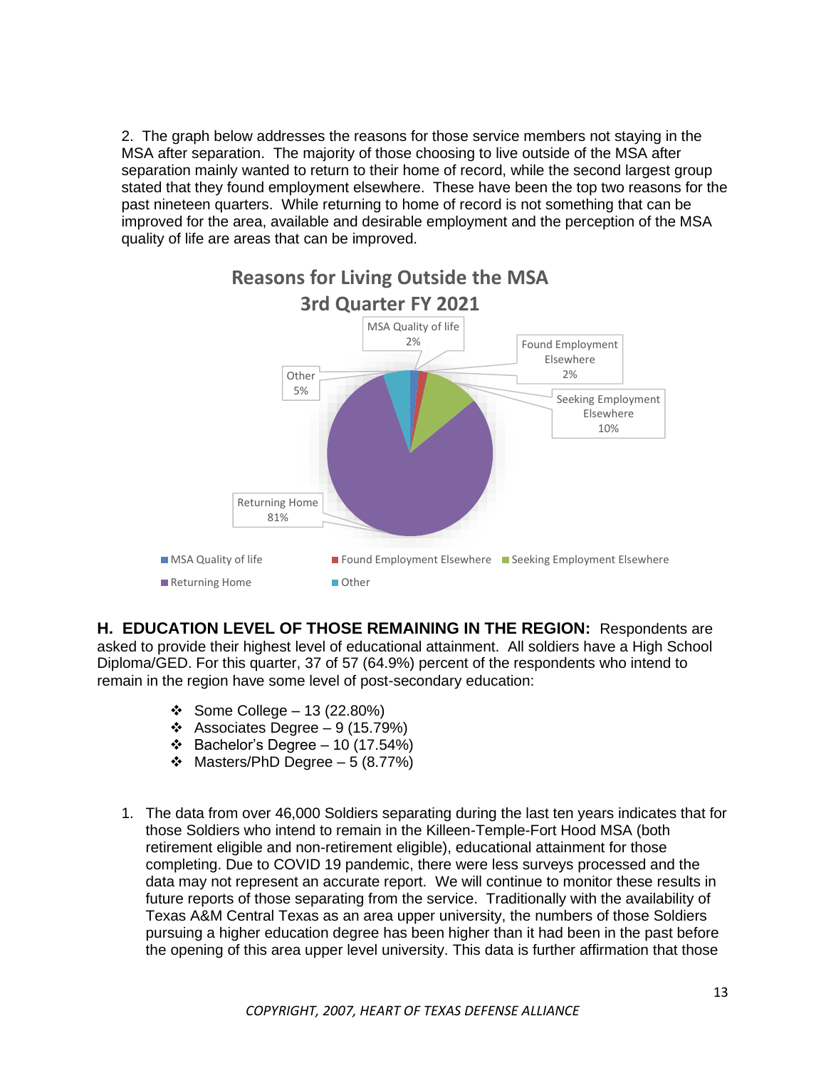2. The graph below addresses the reasons for those service members not staying in the MSA after separation. The majority of those choosing to live outside of the MSA after separation mainly wanted to return to their home of record, while the second largest group stated that they found employment elsewhere. These have been the top two reasons for the past nineteen quarters. While returning to home of record is not something that can be improved for the area, available and desirable employment and the perception of the MSA quality of life are areas that can be improved.

**Reasons for Living Outside the MSA**
**3rd Quarter FY 2021**

| Reason | Percent |
|---|---|
| MSA Quality of life | 2% |
| Found Employment Elsewhere | 2% |
| Seeking Employment Elsewhere | 10% |
| Returning Home | 81% |
| Other | 5% |

**H. EDUCATION LEVEL OF THOSE REMAINING IN THE REGION:** Respondents are asked to provide their highest level of educational attainment. All soldiers have a High School Diploma/GED. For this quarter, 37 of 57 (64.9%) percent of the respondents who intend to remain in the region have some level of post-secondary education:

- Some College – 13 (22.80%)
- Associates Degree – 9 (15.79%)
- Bachelor's Degree – 10 (17.54%)
- Masters/PhD Degree – 5 (8.77%)

1. The data from over 46,000 Soldiers separating during the last ten years indicates that for those Soldiers who intend to remain in the Killeen-Temple-Fort Hood MSA (both retirement eligible and non-retirement eligible), educational attainment for those completing. Due to COVID 19 pandemic, there were less surveys processed and the data may not represent an accurate report. We will continue to monitor these results in future reports of those separating from the service. Traditionally with the availability of Texas A&M Central Texas as an area upper university, the numbers of those Soldiers pursuing a higher education degree has been higher than it had been in the past before the opening of this area upper level university. This data is further affirmation that those

*COPYRIGHT, 2007, HEART OF TEXAS DEFENSE ALLIANCE*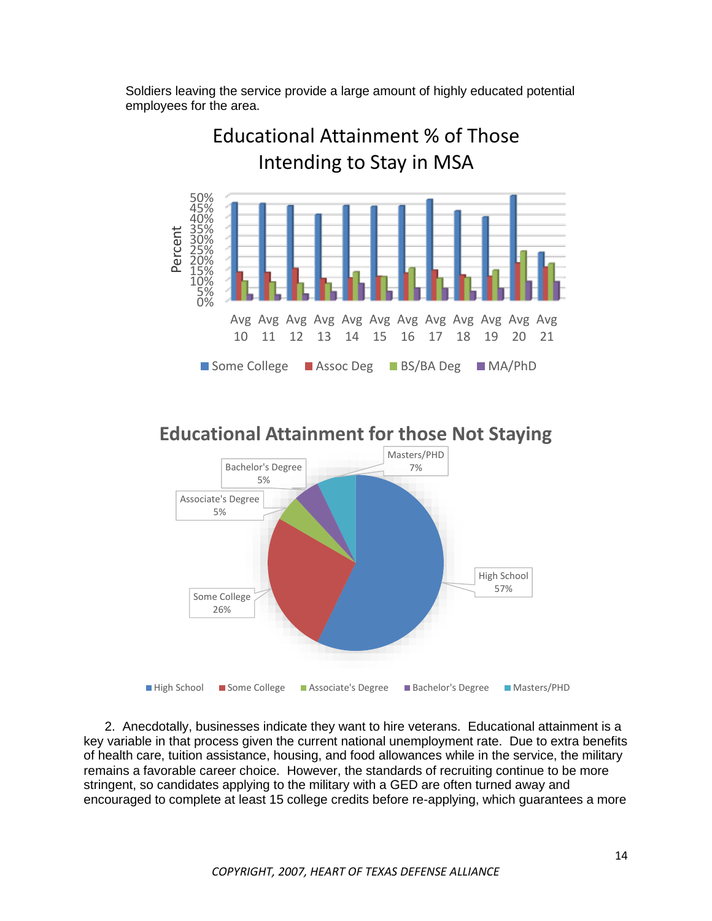Soldiers leaving the service provide a large amount of highly educated potential employees for the area.

Educational Attainment % of Those Intending to Stay in MSA

Educational Attainment for those Not Staying

2. Anecdotally, businesses indicate they want to hire veterans. Educational attainment is a key variable in that process given the current national unemployment rate. Due to extra benefits of health care, tuition assistance, housing, and food allowances while in the service, the military remains a favorable career choice. However, the standards of recruiting continue to be more stringent, so candidates applying to the military with a GED are often turned away and encouraged to complete at least 15 college credits before re-applying, which guarantees a more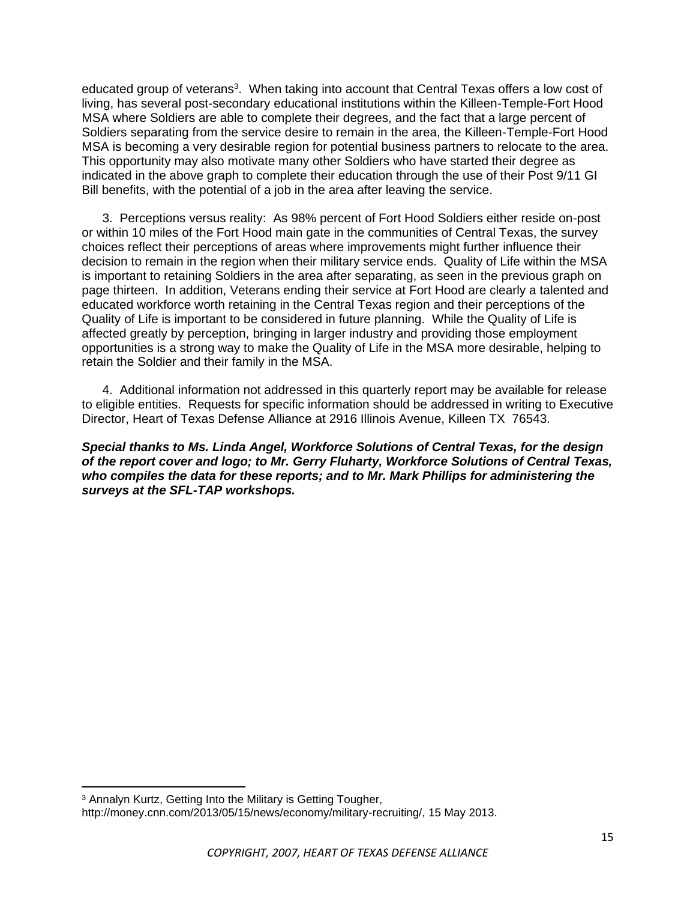educated group of veterans[3]. When taking into account that Central Texas offers a low cost of living, has several post-secondary educational institutions within the Killeen-Temple-Fort Hood MSA where Soldiers are able to complete their degrees, and the fact that a large percent of Soldiers separating from the service desire to remain in the area, the Killeen-Temple-Fort Hood MSA is becoming a very desirable region for potential business partners to relocate to the area. This opportunity may also motivate many other Soldiers who have started their degree as indicated in the above graph to complete their education through the use of their Post 9/11 GI Bill benefits, with the potential of a job in the area after leaving the service.

3. Perceptions versus reality: As 98% percent of Fort Hood Soldiers either reside on-post or within 10 miles of the Fort Hood main gate in the communities of Central Texas, the survey choices reflect their perceptions of areas where improvements might further influence their decision to remain in the region when their military service ends. Quality of Life within the MSA is important to retaining Soldiers in the area after separating, as seen in the previous graph on page thirteen. In addition, Veterans ending their service at Fort Hood are clearly a talented and educated workforce worth retaining in the Central Texas region and their perceptions of the Quality of Life is important to be considered in future planning. While the Quality of Life is affected greatly by perception, bringing in larger industry and providing those employment opportunities is a strong way to make the Quality of Life in the MSA more desirable, helping to retain the Soldier and their family in the MSA.

4. Additional information not addressed in this quarterly report may be available for release to eligible entities. Requests for specific information should be addressed in writing to Executive Director, Heart of Texas Defense Alliance at 2916 Illinois Avenue, Killeen TX 76543.

***Special thanks to Ms. Linda Angel, Workforce Solutions of Central Texas, for the design of the report cover and logo; to Mr. Gerry Fluharty, Workforce Solutions of Central Texas, who compiles the data for these reports; and to Mr. Mark Phillips for administering the surveys at the SFL-TAP workshops.***

---

[3] Annalyn Kurtz, Getting Into the Military is Getting Tougher, http://money.cnn.com/2013/05/15/news/economy/military-recruiting/, 15 May 2013.